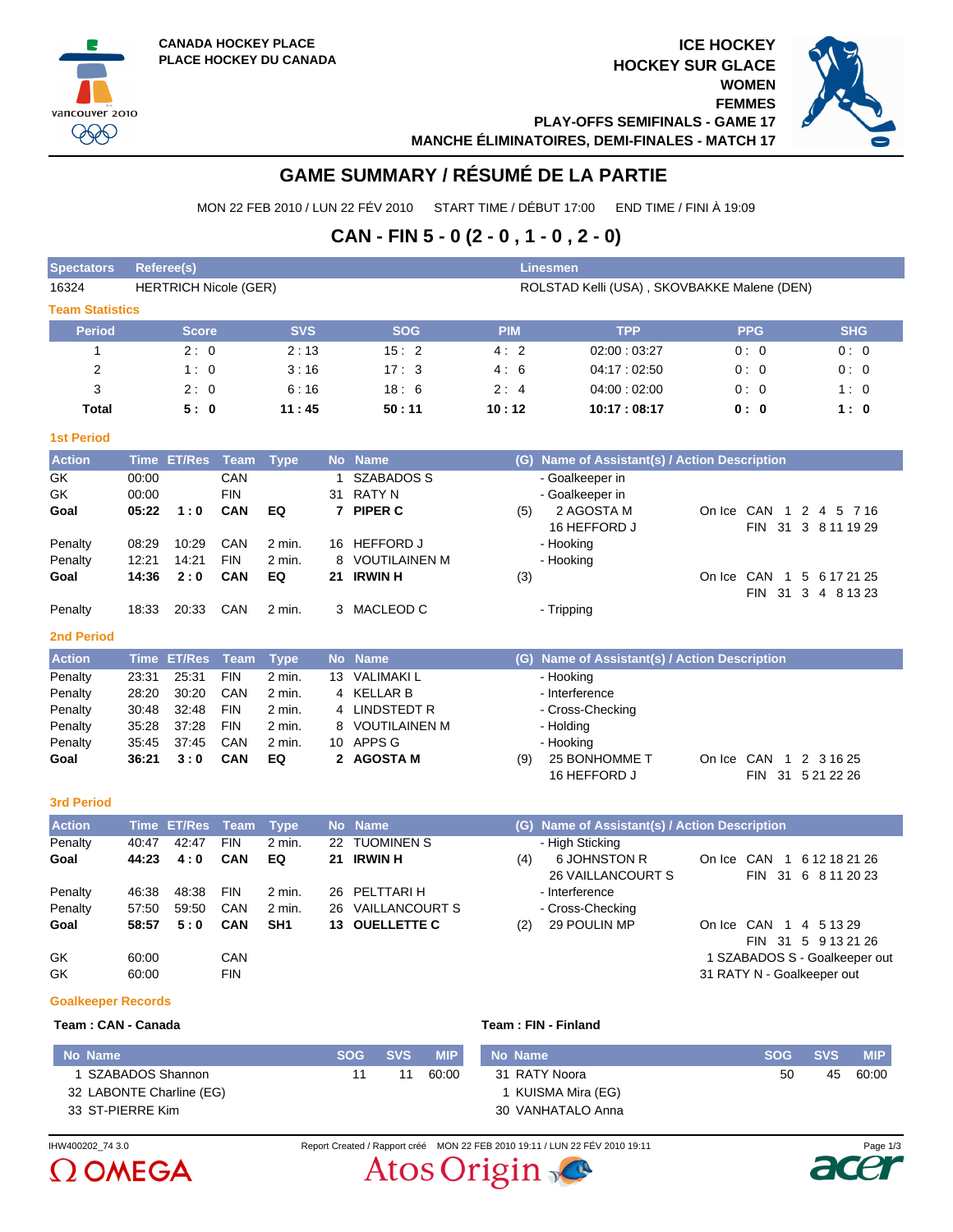CANADA HOCKEY PLACE
PLACE HOCKEY DU CANADA

ICE HOCKEY
HOCKEY SUR GLACE
WOMEN
FEMMES
PLAY-OFFS SEMIFINALS - GAME 17
MANCHE ÉLIMINATOIRES, DEMI-FINALES - MATCH 17

# GAME SUMMARY / RÉSUMÉ DE LA PARTIE

MON 22 FEB 2010 / LUN 22 FÉV 2010    START TIME / DÉBUT 17:00    END TIME / FINI À 19:09

## CAN - FIN 5 - 0 (2 - 0 , 1 - 0 , 2 - 0)

| Spectators | Referee(s) | Linesmen |
|---|---|---|
| 16324 | HERTRICH Nicole (GER) | ROLSTAD Kelli (USA) , SKOVBAKKE Malene (DEN) |

### Team Statistics

| Period | Score | SVS | SOG | PIM | TPP | PPG | SHG |
|---|---|---|---|---|---|---|---|
| 1 | 2 : 0 | 2 : 13 | 15 : 2 | 4 : 2 | 02:00 : 03:27 | 0 : 0 | 0 : 0 |
| 2 | 1 : 0 | 3 : 16 | 17 : 3 | 4 : 6 | 04:17 : 02:50 | 0 : 0 | 0 : 0 |
| 3 | 2 : 0 | 6 : 16 | 18 : 6 | 2 : 4 | 04:00 : 02:00 | 0 : 0 | 1 : 0 |
| **Total** | **5 : 0** | **11 : 45** | **50 : 11** | **10 : 12** | **10:17 : 08:17** | **0 : 0** | **1 : 0** |

### 1st Period

| Action | Time | ET/Res | Team | Type | No | Name | (G) | Name of Assistant(s) / Action Description | On Ice |
|---|---|---|---|---|---|---|---|---|---|
| GK | 00:00 | | CAN | | 1 | SZABADOS S | | - Goalkeeper in | |
| GK | 00:00 | | FIN | | 31 | RATY N | | - Goalkeeper in | |
| **Goal** | **05:22** | **1 : 0** | **CAN** | **EQ** | **7** | **PIPER C** | (5) | 2 AGOSTA M<br>16 HEFFORD J | CAN 1 2 4 5 7 16<br>FIN 31 3 8 11 19 29 |
| Penalty | 08:29 | 10:29 | CAN | 2 min. | 16 | HEFFORD J | | - Hooking | |
| Penalty | 12:21 | 14:21 | FIN | 2 min. | 8 | VOUTILAINEN M | | - Hooking | |
| **Goal** | **14:36** | **2 : 0** | **CAN** | **EQ** | **21** | **IRWIN H** | (3) | | CAN 1 5 6 17 21 25<br>FIN 31 3 4 8 13 23 |
| Penalty | 18:33 | 20:33 | CAN | 2 min. | 3 | MACLEOD C | | - Tripping | |

### 2nd Period

| Action | Time | ET/Res | Team | Type | No | Name | (G) | Name of Assistant(s) / Action Description | On Ice |
|---|---|---|---|---|---|---|---|---|---|
| Penalty | 23:31 | 25:31 | FIN | 2 min. | 13 | VALIMAKI L | | - Hooking | |
| Penalty | 28:20 | 30:20 | CAN | 2 min. | 4 | KELLAR B | | - Interference | |
| Penalty | 30:48 | 32:48 | FIN | 2 min. | 4 | LINDSTEDT R | | - Cross-Checking | |
| Penalty | 35:28 | 37:28 | FIN | 2 min. | 8 | VOUTILAINEN M | | - Holding | |
| Penalty | 35:45 | 37:45 | CAN | 2 min. | 10 | APPS G | | - Hooking | |
| **Goal** | **36:21** | **3 : 0** | **CAN** | **EQ** | **2** | **AGOSTA M** | (9) | 25 BONHOMME T<br>16 HEFFORD J | CAN 1 2 3 16 25<br>FIN 31 5 21 22 26 |

### 3rd Period

| Action | Time | ET/Res | Team | Type | No | Name | (G) | Name of Assistant(s) / Action Description | On Ice |
|---|---|---|---|---|---|---|---|---|---|
| Penalty | 40:47 | 42:47 | FIN | 2 min. | 22 | TUOMINEN S | | - High Sticking | |
| **Goal** | **44:23** | **4 : 0** | **CAN** | **EQ** | **21** | **IRWIN H** | (4) | 6 JOHNSTON R<br>26 VAILLANCOURT S | CAN 1 6 12 18 21 26<br>FIN 31 6 8 11 20 23 |
| Penalty | 46:38 | 48:38 | FIN | 2 min. | 26 | PELTTARI H | | - Interference | |
| Penalty | 57:50 | 59:50 | CAN | 2 min. | 26 | VAILLANCOURT S | | - Cross-Checking | |
| **Goal** | **58:57** | **5 : 0** | **CAN** | **SH1** | **13** | **OUELLETTE C** | (2) | 29 POULIN MP | CAN 1 4 5 13 29<br>FIN 31 5 9 13 21 26 |
| GK | 60:00 | | CAN | | | | | 1 SZABADOS S - Goalkeeper out | |
| GK | 60:00 | | FIN | | | | | 31 RATY N - Goalkeeper out | |

### Goalkeeper Records

**Team : CAN - Canada**

| No | Name | SOG | SVS | MIP |
|---|---|---|---|---|
| 1 | SZABADOS Shannon | 11 | 11 | 60:00 |
| 32 | LABONTE Charline (EG) | | | |
| 33 | ST-PIERRE Kim | | | |

**Team : FIN - Finland**

| No | Name | SOG | SVS | MIP |
|---|---|---|---|---|
| 31 | RATY Noora | 50 | 45 | 60:00 |
| 1 | KUISMA Mira (EG) | | | |
| 30 | VANHATALO Anna | | | |

IHW400202_74 3.0    Report Created / Rapport créé MON 22 FEB 2010 19:11 / LUN 22 FÉV 2010 19:11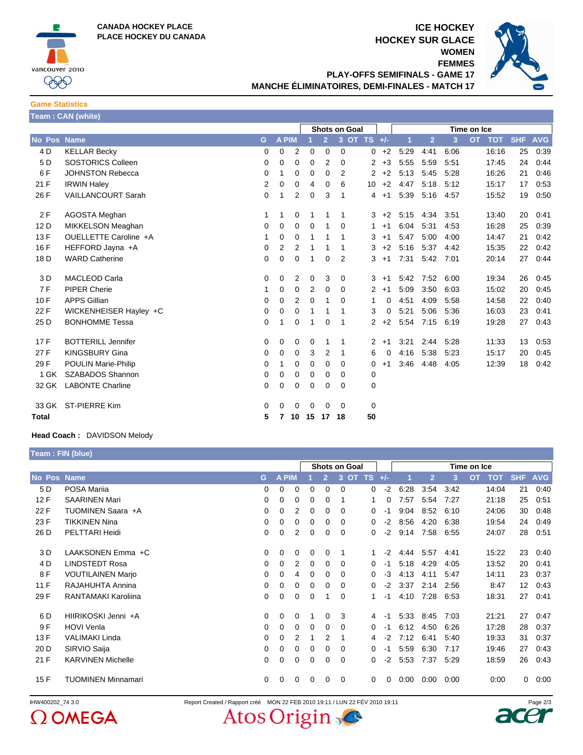CANADA HOCKEY PLACE
PLACE HOCKEY DU CANADA

# ICE HOCKEY
# HOCKEY SUR GLACE
## WOMEN
## FEMMES
## PLAY-OFFS SEMIFINALS - GAME 17
## MANCHE ÉLIMINATOIRES, DEMI-FINALES - MATCH 17

**Game Statistics**

**Team : CAN (white)**

| No | Pos | Name | G | A | PIM | Shots on Goal 1 | 2 | 3 | OT | TS | +/- | Time on Ice 1 | 2 | 3 | OT | TOT | SHF | AVG |
|---|---|---|---|---|---|---|---|---|---|---|---|---|---|---|---|---|---|---|
| 4 | D | KELLAR Becky | 0 | 0 | 2 | 0 | 0 | 0 | | 0 | +2 | 5:29 | 4:41 | 6:06 | | 16:16 | 25 | 0:39 |
| 5 | D | SOSTORICS Colleen | 0 | 0 | 0 | 0 | 2 | 0 | | 2 | +3 | 5:55 | 5:59 | 5:51 | | 17:45 | 24 | 0:44 |
| 6 | F | JOHNSTON Rebecca | 0 | 1 | 0 | 0 | 0 | 2 | | 2 | +2 | 5:13 | 5:45 | 5:28 | | 16:26 | 21 | 0:46 |
| 21 | F | IRWIN Haley | 2 | 0 | 0 | 4 | 0 | 6 | | 10 | +2 | 4:47 | 5:18 | 5:12 | | 15:17 | 17 | 0:53 |
| 26 | F | VAILLANCOURT Sarah | 0 | 1 | 2 | 0 | 3 | 1 | | 4 | +1 | 5:39 | 5:16 | 4:57 | | 15:52 | 19 | 0:50 |
| 2 | F | AGOSTA Meghan | 1 | 1 | 0 | 1 | 1 | 1 | | 3 | +2 | 5:15 | 4:34 | 3:51 | | 13:40 | 20 | 0:41 |
| 12 | D | MIKKELSON Meaghan | 0 | 0 | 0 | 0 | 1 | 0 | | 1 | +1 | 6:04 | 5:31 | 4:53 | | 16:28 | 25 | 0:39 |
| 13 | F | OUELLETTE Caroline +A | 1 | 0 | 0 | 1 | 1 | 1 | | 3 | +1 | 5:47 | 5:00 | 4:00 | | 14:47 | 21 | 0:42 |
| 16 | F | HEFFORD Jayna +A | 0 | 2 | 2 | 1 | 1 | 1 | | 3 | +2 | 5:16 | 5:37 | 4:42 | | 15:35 | 22 | 0:42 |
| 18 | D | WARD Catherine | 0 | 0 | 0 | 1 | 0 | 2 | | 3 | +1 | 7:31 | 5:42 | 7:01 | | 20:14 | 27 | 0:44 |
| 3 | D | MACLEOD Carla | 0 | 0 | 2 | 0 | 3 | 0 | | 3 | +1 | 5:42 | 7:52 | 6:00 | | 19:34 | 26 | 0:45 |
| 7 | F | PIPER Cherie | 1 | 0 | 0 | 2 | 0 | 0 | | 2 | +1 | 5:09 | 3:50 | 6:03 | | 15:02 | 20 | 0:45 |
| 10 | F | APPS Gillian | 0 | 0 | 2 | 0 | 1 | 0 | | 1 | 0 | 4:51 | 4:09 | 5:58 | | 14:58 | 22 | 0:40 |
| 22 | F | WICKENHEISER Hayley +C | 0 | 0 | 0 | 1 | 1 | 1 | | 3 | 0 | 5:21 | 5:06 | 5:36 | | 16:03 | 23 | 0:41 |
| 25 | D | BONHOMME Tessa | 0 | 1 | 0 | 1 | 0 | 1 | | 2 | +2 | 5:54 | 7:15 | 6:19 | | 19:28 | 27 | 0:43 |
| 17 | F | BOTTERILL Jennifer | 0 | 0 | 0 | 0 | 1 | 1 | | 2 | +1 | 3:21 | 2:44 | 5:28 | | 11:33 | 13 | 0:53 |
| 27 | F | KINGSBURY Gina | 0 | 0 | 0 | 3 | 2 | 1 | | 6 | 0 | 4:16 | 5:38 | 5:23 | | 15:17 | 20 | 0:45 |
| 29 | F | POULIN Marie-Philip | 0 | 1 | 0 | 0 | 0 | 0 | | 0 | +1 | 3:46 | 4:48 | 4:05 | | 12:39 | 18 | 0:42 |
| 1 | GK | SZABADOS Shannon | 0 | 0 | 0 | 0 | 0 | 0 | | 0 | | | | | | | | |
| 32 | GK | LABONTE Charline | 0 | 0 | 0 | 0 | 0 | 0 | | 0 | | | | | | | | |
| 33 | GK | ST-PIERRE Kim | 0 | 0 | 0 | 0 | 0 | 0 | | 0 | | | | | | | | |
| **Total** | | | **5** | **7** | **10** | **15** | **17** | **18** | | **50** | | | | | | | | |

**Head Coach :** DAVIDSON Melody

**Team : FIN (blue)**

| No | Pos | Name | G | A | PIM | Shots on Goal 1 | 2 | 3 | OT | TS | +/- | Time on Ice 1 | 2 | 3 | OT | TOT | SHF | AVG |
|---|---|---|---|---|---|---|---|---|---|---|---|---|---|---|---|---|---|---|
| 5 | D | POSA Mariia | 0 | 0 | 0 | 0 | 0 | 0 | | 0 | -2 | 6:28 | 3:54 | 3:42 | | 14:04 | 21 | 0:40 |
| 12 | F | SAARINEN Mari | 0 | 0 | 0 | 0 | 0 | 1 | | 1 | 0 | 7:57 | 5:54 | 7:27 | | 21:18 | 25 | 0:51 |
| 22 | F | TUOMINEN Saara +A | 0 | 0 | 2 | 0 | 0 | 0 | | 0 | -1 | 9:04 | 8:52 | 6:10 | | 24:06 | 30 | 0:48 |
| 23 | F | TIKKINEN Nina | 0 | 0 | 0 | 0 | 0 | 0 | | 0 | -2 | 8:56 | 4:20 | 6:38 | | 19:54 | 24 | 0:49 |
| 26 | D | PELTTARI Heidi | 0 | 0 | 2 | 0 | 0 | 0 | | 0 | -2 | 9:14 | 7:58 | 6:55 | | 24:07 | 28 | 0:51 |
| 3 | D | LAAKSONEN Emma +C | 0 | 0 | 0 | 0 | 0 | 1 | | 1 | -2 | 4:44 | 5:57 | 4:41 | | 15:22 | 23 | 0:40 |
| 4 | D | LINDSTEDT Rosa | 0 | 0 | 2 | 0 | 0 | 0 | | 0 | -1 | 5:18 | 4:29 | 4:05 | | 13:52 | 20 | 0:41 |
| 8 | F | VOUTILAINEN Marjo | 0 | 0 | 4 | 0 | 0 | 0 | | 0 | -3 | 4:13 | 4:11 | 5:47 | | 14:11 | 23 | 0:37 |
| 11 | F | RAJAHUHTA Annina | 0 | 0 | 0 | 0 | 0 | 0 | | 0 | -2 | 3:37 | 2:14 | 2:56 | | 8:47 | 12 | 0:43 |
| 29 | F | RANTAMAKI Karoliina | 0 | 0 | 0 | 0 | 1 | 0 | | 1 | -1 | 4:10 | 7:28 | 6:53 | | 18:31 | 27 | 0:41 |
| 6 | D | HIIRIKOSKI Jenni +A | 0 | 0 | 0 | 1 | 0 | 3 | | 4 | -1 | 5:33 | 8:45 | 7:03 | | 21:21 | 27 | 0:47 |
| 9 | F | HOVI Venla | 0 | 0 | 0 | 0 | 0 | 0 | | 0 | -1 | 6:12 | 4:50 | 6:26 | | 17:28 | 28 | 0:37 |
| 13 | F | VALIMAKI Linda | 0 | 0 | 2 | 1 | 2 | 1 | | 4 | -2 | 7:12 | 6:41 | 5:40 | | 19:33 | 31 | 0:37 |
| 20 | D | SIRVIO Saija | 0 | 0 | 0 | 0 | 0 | 0 | | 0 | -1 | 5:59 | 6:30 | 7:17 | | 19:46 | 27 | 0:43 |
| 21 | F | KARVINEN Michelle | 0 | 0 | 0 | 0 | 0 | 0 | | 0 | -2 | 5:53 | 7:37 | 5:29 | | 18:59 | 26 | 0:43 |
| 15 | F | TUOMINEN Minnamari | 0 | 0 | 0 | 0 | 0 | 0 | | 0 | 0 | 0:00 | 0:00 | 0:00 | | 0:00 | 0 | 0:00 |

IHW400202_74 3.0 Report Created / Rapport créé MON 22 FEB 2010 19:11 / LUN 22 FÉV 2010 19:11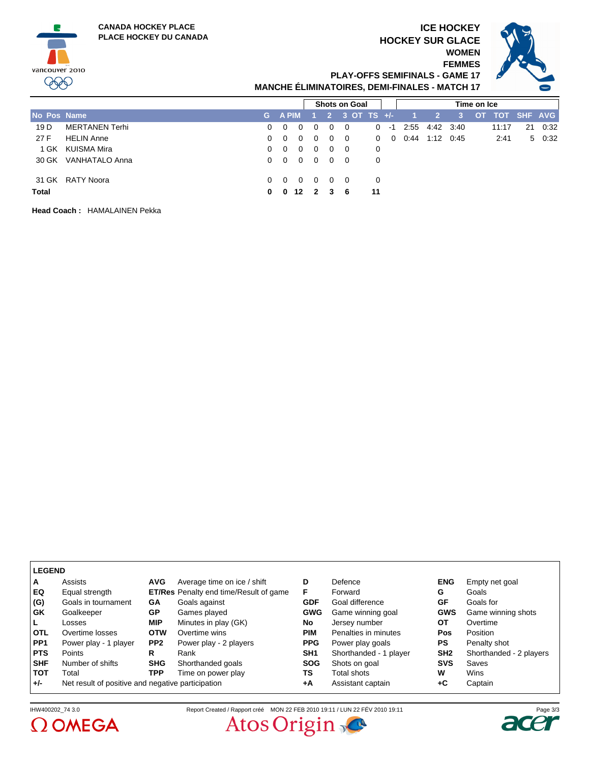CANADA HOCKEY PLACE
PLACE HOCKEY DU CANADA

# ICE HOCKEY
# HOCKEY SUR GLACE
## WOMEN
## FEMMES
### PLAY-OFFS SEMIFINALS - GAME 17
### MANCHE ÉLIMINATOIRES, DEMI-FINALES - MATCH 17

| | | | | | | Shots on Goal | | | | | | Time on Ice | | | | | | |
|---|---|---|---|---|---|---|---|---|---|---|---|---|---|---|---|---|---|---|
| No | Pos | Name | G | A | PIM | 1 | 2 | 3 | OT | TS | +/- | 1 | 2 | 3 | OT | TOT | SHF | AVG |
| 19 | D | MERTANEN Terhi | 0 | 0 | 0 | 0 | 0 | 0 | | 0 | -1 | 2:55 | 4:42 | 3:40 | | 11:17 | 21 | 0:32 |
| 27 | F | HELIN Anne | 0 | 0 | 0 | 0 | 0 | 0 | | 0 | 0 | 0:44 | 1:12 | 0:45 | | 2:41 | 5 | 0:32 |
| 1 | GK | KUISMA Mira | 0 | 0 | 0 | 0 | 0 | 0 | | 0 | | | | | | | | |
| 30 | GK | VANHATALO Anna | 0 | 0 | 0 | 0 | 0 | 0 | | 0 | | | | | | | | |
| 31 | GK | RATY Noora | 0 | 0 | 0 | 0 | 0 | 0 | | 0 | | | | | | | | |
| **Total** | | | **0** | **0** | **12** | **2** | **3** | **6** | | **11** | | | | | | | | |

**Head Coach :** HAMALAINEN Pekka

**LEGEND**

| | | | | | | | |
|---|---|---|---|---|---|---|---|
| **A** | Assists | **AVG** | Average time on ice / shift | **D** | Defence | **ENG** | Empty net goal |
| **EQ** | Equal strength | **ET/Res** | Penalty end time/Result of game | **F** | Forward | **G** | Goals |
| **(G)** | Goals in tournament | **GA** | Goals against | **GDF** | Goal difference | **GF** | Goals for |
| **GK** | Goalkeeper | **GP** | Games played | **GWG** | Game winning goal | **GWS** | Game winning shots |
| **L** | Losses | **MIP** | Minutes in play (GK) | **No** | Jersey number | **OT** | Overtime |
| **OTL** | Overtime losses | **OTW** | Overtime wins | **PIM** | Penalties in minutes | **Pos** | Position |
| **PP1** | Power play - 1 player | **PP2** | Power play - 2 players | **PPG** | Power play goals | **PS** | Penalty shot |
| **PTS** | Points | **R** | Rank | **SH1** | Shorthanded - 1 player | **SH2** | Shorthanded - 2 players |
| **SHF** | Number of shifts | **SHG** | Shorthanded goals | **SOG** | Shots on goal | **SVS** | Saves |
| **TOT** | Total | **TPP** | Time on power play | **TS** | Total shots | **W** | Wins |
| **+/-** | Net result of positive and negative participation | | | **+A** | Assistant captain | **+C** | Captain |

IHW400202_74 3.0 Report Created / Rapport créé MON 22 FEB 2010 19:11 / LUN 22 FÉV 2010 19:11